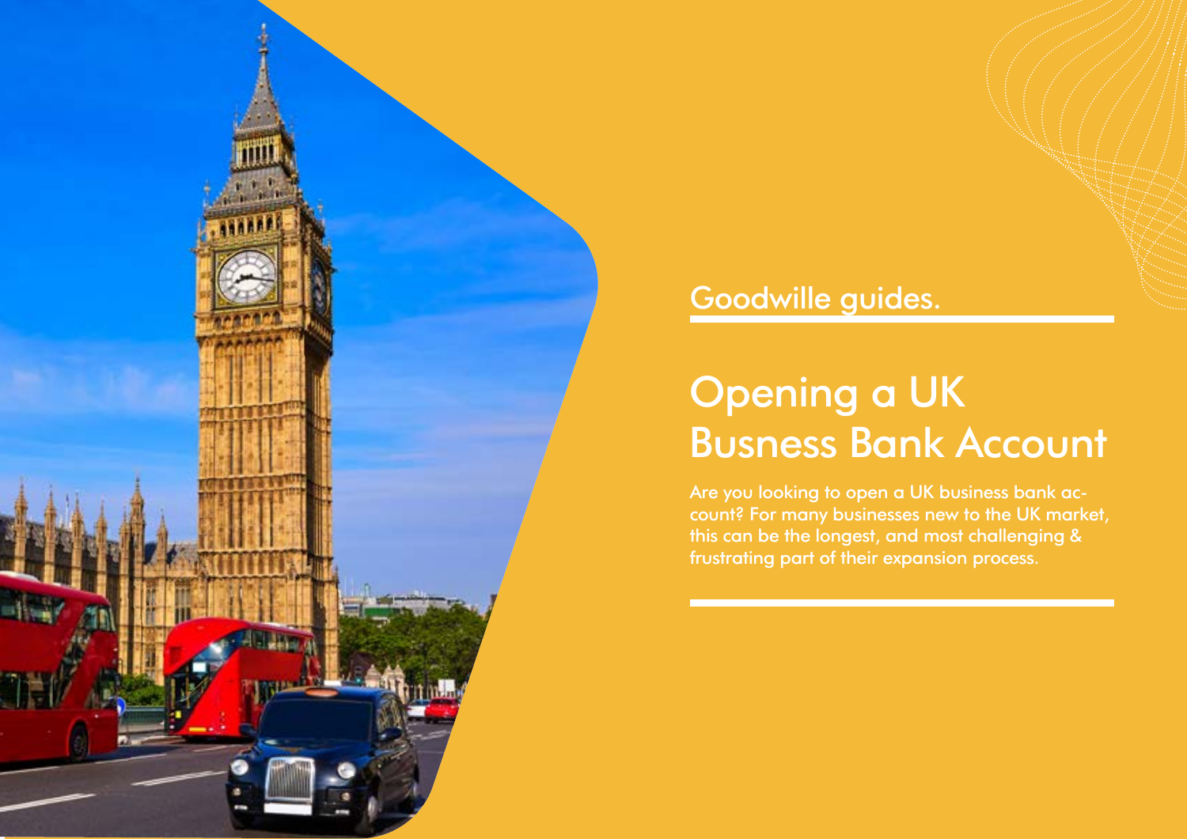Goodwille guides.

# Opening a UK Busness Bank Account

Are you looking to open a UK business bank account? For many businesses new to the UK market, this can be the longest, and most challenging & frustrating part of their expansion process.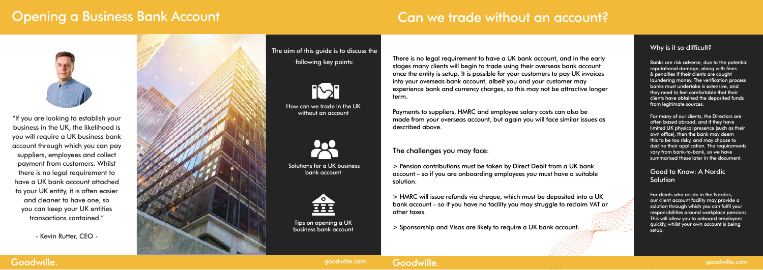# Opening a Business Bank Account

"If you are looking to establish your business in the UK, the likelihood is you will require a UK business bank account through which you can pay suppliers, employees and collect payment from customers. Whilst there is no legal requirement to have a UK bank account attached to your UK entity, it is often easier and cleaner to have one, so you can keep your UK entities transactions contained."

\- Kevin Rutter, CEO -

The aim of this guide is to discuss the following key points:

- How can we trade in the UK without an account
- Solutions for a UK business bank account
- Tips on opening a UK business bank account

# Can we trade without an account?

There is no legal requirement to have a UK bank account, and in the early stages many clients will begin to trade using their overseas bank account once the entity is setup. It is possible for your customers to pay UK invoices into your overseas bank account, albeit you and your customer may experience bank and currency charges, so this may not be attractive longer term.

Payments to suppliers, HMRC and employee salary costs can also be made from your overseas account, but again you will face similar issues as described above.

## The challenges you may face:

> Pension contributions must be taken by Direct Debit from a UK bank account – so if you are onboarding employees you must have a suitable solution.

> HMRC will issue refunds via cheque, which must be deposited into a UK bank account – so if you have no facility you may struggle to reclaim VAT or other taxes.

> Sponsorship and Visas are likely to require a UK bank account.

## Why is it so difficult?

Banks are risk adverse, due to the potential reputational damage, along with fines & penalties if their clients are caught laundering money. The verification process banks must undertake is extensive, and they need to feel comfortable that their clients have obtained the deposited funds from legitimate sources.

For many of our clients, the Directors are often based abroad, and if they have limited UK physical presence (such as their own office), then the bank may deem this to be too risky, and may choose to decline their application. The requirements vary from bank-to-bank, so we have summarised these later in the document.

## Good to Know: A Nordic Solution

For clients who reside in the Nordics, our client account facility may provide a solution through which you can fulfil your responsibilities around workplace pensions. This will allow you to onboard employees quickly, whilst your own account is being setup.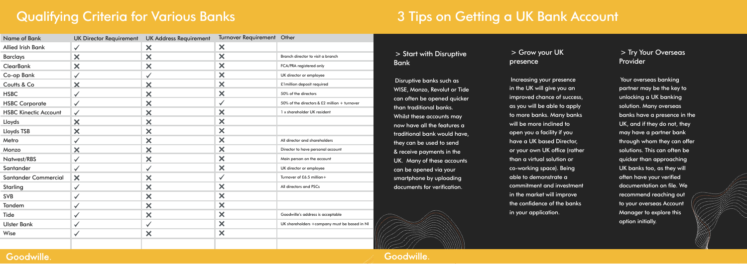## Qualifying Criteria for Various Banks

| Name of Bank | UK Director Requirement | UK Address Requirement | Turnover Requirement | Other |
|---|---|---|---|---|
| Allied Irish Bank | ✓ | ✕ | ✕ | |
| Barclays | ✕ | ✕ | ✕ | Branch director to visit a branch |
| ClearBank | ✕ | ✕ | ✕ | FCA/PRA registered only |
| Co-op Bank | ✓ | ✓ | ✕ | UK director or employee |
| Coutts & Co | ✕ | ✕ | ✕ | £1million deposit required |
| HSBC | ✓ | ✕ | ✕ | 50% of the directors |
| HSBC Corporate | ✓ | ✕ | ✓ | 50% of the directors & £2 million + turnover |
| HSBC Kinectic Account | ✓ | ✕ | ✕ | 1 x shareholder UK resident |
| Lloyds | ✕ | ✕ | ✕ | |
| Lloyds TSB | ✕ | ✕ | ✕ | |
| Metro | ✓ | ✕ | ✕ | All director and shareholders |
| Monzo | ✕ | ✕ | ✕ | Director to have personal account |
| Natwest/RBS | ✓ | ✕ | ✕ | Main person on the account |
| Santander | ✓ | ✓ | ✕ | UK director or employee |
| Santander Commercial | ✕ | ✕ | ✓ | Turnover of £6.5 million+ |
| Starling | ✓ | ✕ | ✕ | All directors and PSCs |
| SVB | ✓ | ✕ | ✕ | |
| Tandem | ✓ | ✕ | ✕ | |
| Tide | ✓ | ✕ | ✕ | Goodwille's address is acceptable |
| Ulster Bank | ✓ | ✓ | ✕ | UK shareholders +company must be based in NI |
| Wise | ✓ | ✕ | ✕ | |

## 3 Tips on Getting a UK Bank Account

### > Start with Disruptive Bank

Disruptive banks such as WISE, Monzo, Revolut or Tide can often be opened quicker than traditional banks. Whilst these accounts may now have all the features a traditional bank would have, they can be used to send & receive payments in the UK. Many of these accounts can be opened via your smartphone by uploading documents for verification.

### > Grow your UK presence

Increasing your presence in the UK will give you an improved chance of success, as you will be able to apply to more banks. Many banks will be more inclined to open you a facility if you have a UK based Director, or your own UK office (rather than a virtual solution or co-working space). Being able to demonstrate a commitment and investment in the market will improve the confidence of the banks in your application.

### > Try Your Overseas Provider

Your overseas banking partner may be the key to unlocking a UK banking solution. Many overseas banks have a presence in the UK, and if they do not, they may have a partner bank through whom they can offer solutions. This can often be quicker than approaching UK banks too, as they will often have your verified documentation on file. We recommend reaching out to your overseas Account Manager to explore this option initially.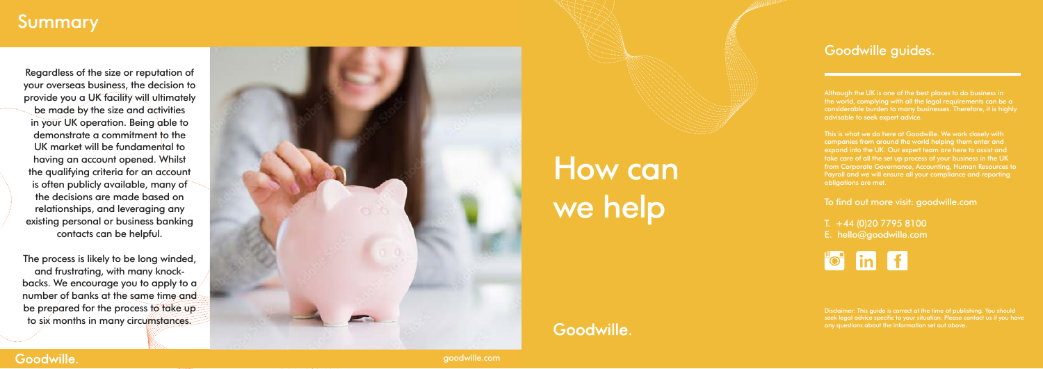# Summary

Regardless of the size or reputation of your overseas business, the decision to provide you a UK facility will ultimately be made by the size and activities in your UK operation. Being able to demonstrate a commitment to the UK market will be fundamental to having an account opened. Whilst the qualifying criteria for an account is often publicly available, many of the decisions are made based on relationships, and leveraging any existing personal or business banking contacts can be helpful.

The process is likely to be long winded, and frustrating, with many knock-backs. We encourage you to apply to a number of banks at the same time and be prepared for the process to take up to six months in many circumstances.

# How can we help

Goodwille.

## Goodwille guides.

Although the UK is one of the best places to do business in the world, complying with all the legal requirements can be a considerable burden to many businesses. Therefore, it is highly advisable to seek expert advice.

This is what we do here at Goodwille. We work closely with companies from around the world helping them enter and expand into the UK. Our expert team are here to assist and take care of all the set up process of your business in the UK from Corporate Governance, Accounting, Human Resources to Payroll and we will ensure all your compliance and reporting obligations are met.

To find out more visit: goodwille.com

T. +44 (0)20 7795 8100
E. hello@goodwille.com

Disclaimer: This guide is correct at the time of publishing. You should seek legal advice specific to your situation. Please contact us if you have any questions about the information set out above.